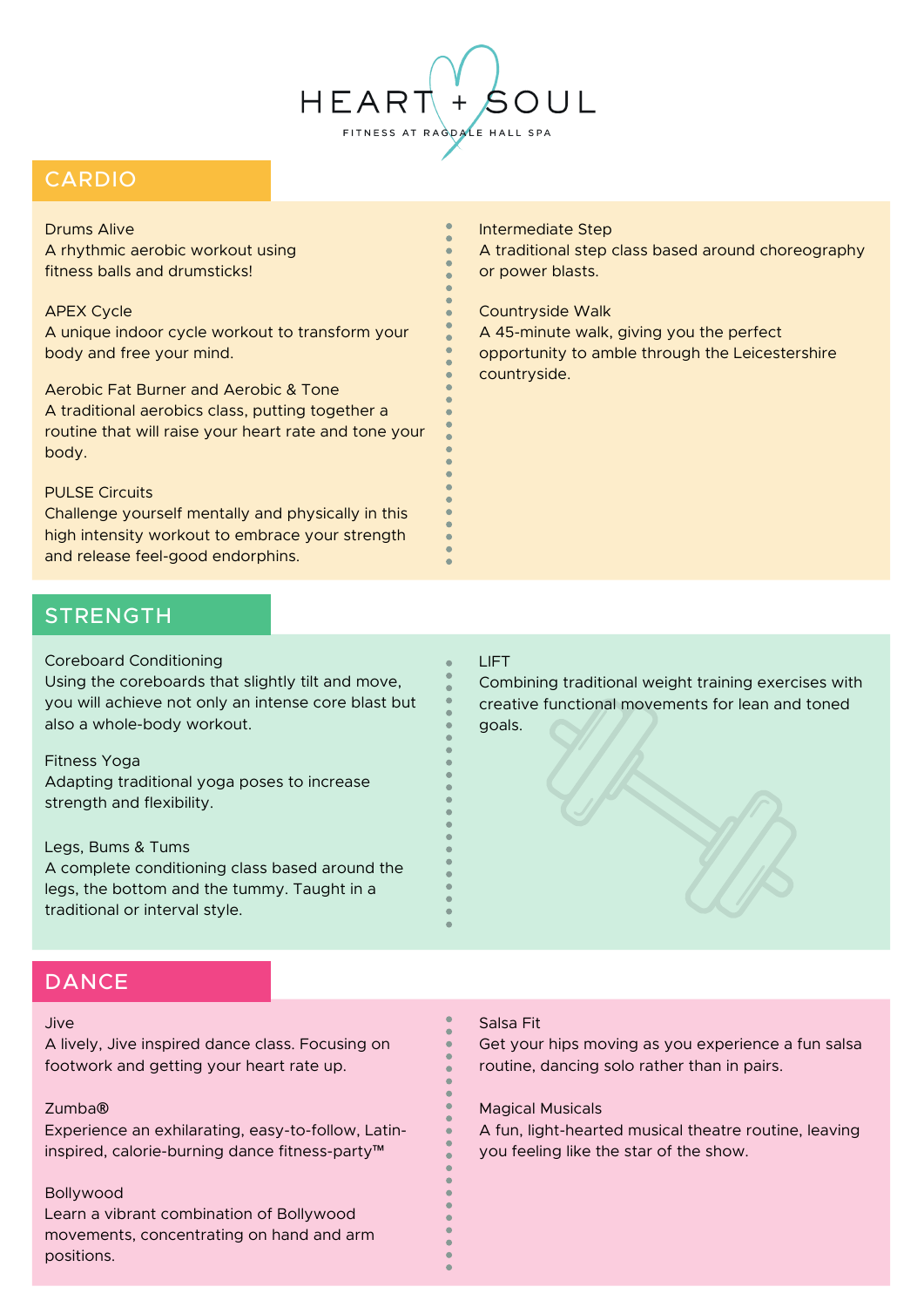# HEART + SOUL

FITNESS AT RAGDALE HALL SPA

## CARDIO

**Drums Alive**
A rhythmic aerobic workout using fitness balls and drumsticks!

**APEX Cycle**
A unique indoor cycle workout to transform your body and free your mind.

**Aerobic Fat Burner and Aerobic & Tone**
A traditional aerobics class, putting together a routine that will raise your heart rate and tone your body.

**PULSE Circuits**
Challenge yourself mentally and physically in this high intensity workout to embrace your strength and release feel-good endorphins.

**Intermediate Step**
A traditional step class based around choreography or power blasts.

**Countryside Walk**
A 45-minute walk, giving you the perfect opportunity to amble through the Leicestershire countryside.

## STRENGTH

**Coreboard Conditioning**
Using the coreboards that slightly tilt and move, you will achieve not only an intense core blast but also a whole-body workout.

**Fitness Yoga**
Adapting traditional yoga poses to increase strength and flexibility.

**Legs, Bums & Tums**
A complete conditioning class based around the legs, the bottom and the tummy. Taught in a traditional or interval style.

**LIFT**
Combining traditional weight training exercises with creative functional movements for lean and toned goals.

## DANCE

**Jive**
A lively, Jive inspired dance class. Focusing on footwork and getting your heart rate up.

**Zumba®**
Experience an exhilarating, easy-to-follow, Latin-inspired, calorie-burning dance fitness-party™

**Bollywood**
Learn a vibrant combination of Bollywood movements, concentrating on hand and arm positions.

**Salsa Fit**
Get your hips moving as you experience a fun salsa routine, dancing solo rather than in pairs.

**Magical Musicals**
A fun, light-hearted musical theatre routine, leaving you feeling like the star of the show.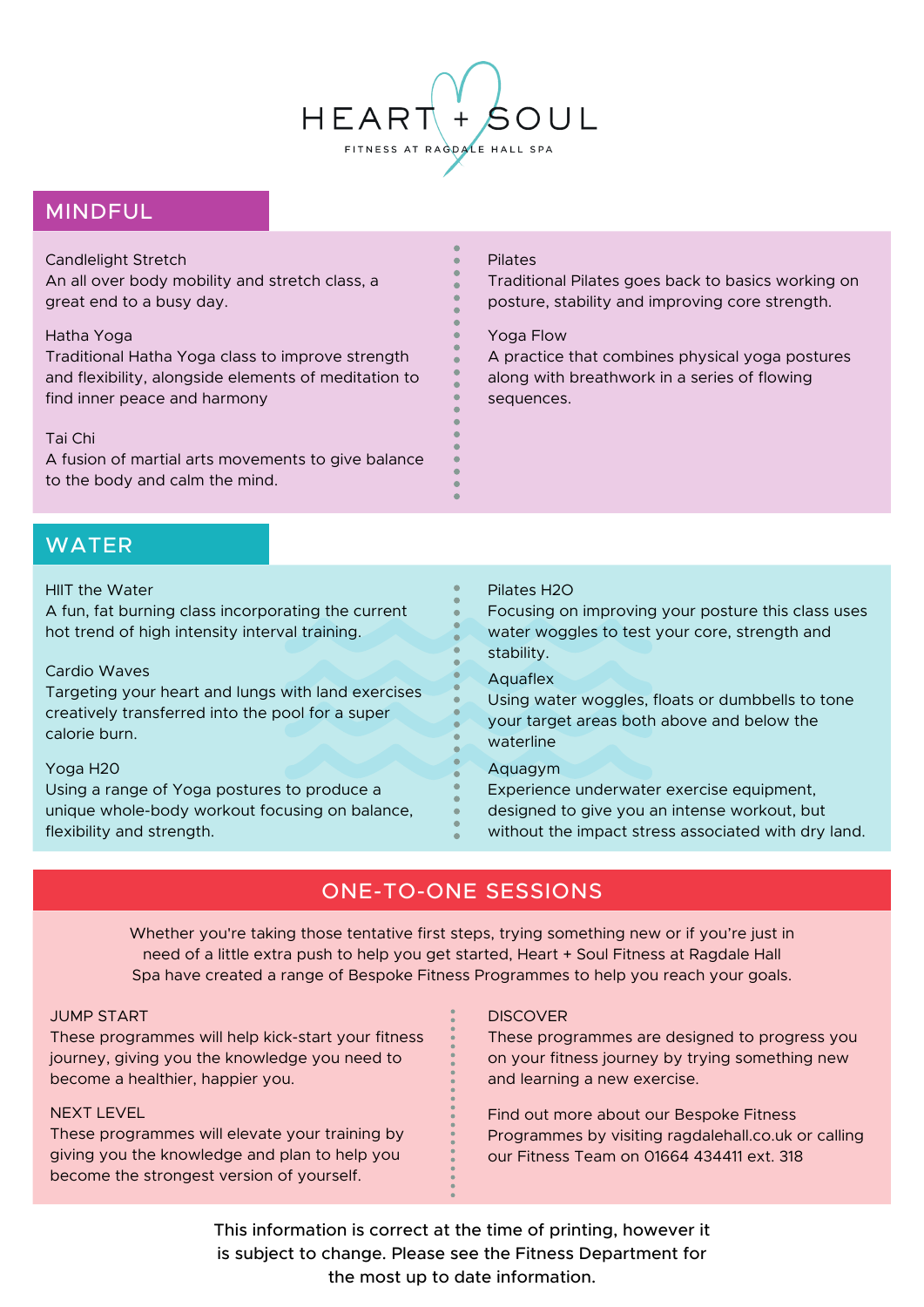# HEART + SOUL

FITNESS AT RAGDALE HALL SPA

## MINDFUL

**Candlelight Stretch**
An all over body mobility and stretch class, a great end to a busy day.

**Hatha Yoga**
Traditional Hatha Yoga class to improve strength and flexibility, alongside elements of meditation to find inner peace and harmony

**Tai Chi**
A fusion of martial arts movements to give balance to the body and calm the mind.

**Pilates**
Traditional Pilates goes back to basics working on posture, stability and improving core strength.

**Yoga Flow**
A practice that combines physical yoga postures along with breathwork in a series of flowing sequences.

## WATER

**HIIT the Water**
A fun, fat burning class incorporating the current hot trend of high intensity interval training.

**Cardio Waves**
Targeting your heart and lungs with land exercises creatively transferred into the pool for a super calorie burn.

**Yoga H20**
Using a range of Yoga postures to produce a unique whole-body workout focusing on balance, flexibility and strength.

**Pilates H2O**
Focusing on improving your posture this class uses water woggles to test your core, strength and stability.

**Aquaflex**
Using water woggles, floats or dumbbells to tone your target areas both above and below the waterline

**Aquagym**
Experience underwater exercise equipment, designed to give you an intense workout, but without the impact stress associated with dry land.

## ONE-TO-ONE SESSIONS

Whether you're taking those tentative first steps, trying something new or if you're just in need of a little extra push to help you get started, Heart + Soul Fitness at Ragdale Hall Spa have created a range of Bespoke Fitness Programmes to help you reach your goals.

**JUMP START**
These programmes will help kick-start your fitness journey, giving you the knowledge you need to become a healthier, happier you.

**NEXT LEVEL**
These programmes will elevate your training by giving you the knowledge and plan to help you become the strongest version of yourself.

**DISCOVER**
These programmes are designed to progress you on your fitness journey by trying something new and learning a new exercise.

Find out more about our Bespoke Fitness Programmes by visiting ragdalehall.co.uk or calling our Fitness Team on 01664 434411 ext. 318

This information is correct at the time of printing, however it is subject to change. Please see the Fitness Department for the most up to date information.